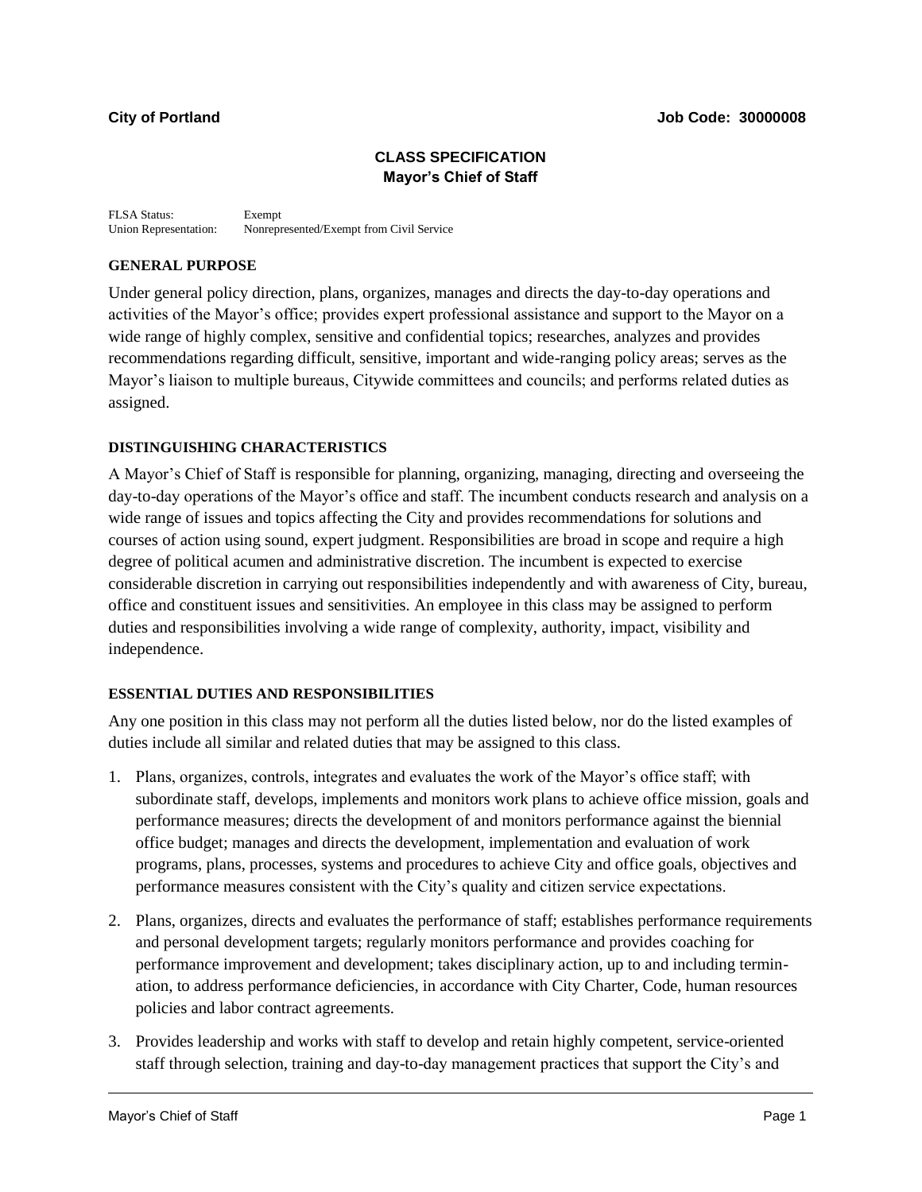**City of Portland** **Job Code: 30000008**

## CLASS SPECIFICATION
### Mayor's Chief of Staff

FLSA Status: Exempt
Union Representation: Nonrepresented/Exempt from Civil Service

### GENERAL PURPOSE

Under general policy direction, plans, organizes, manages and directs the day-to-day operations and activities of the Mayor's office; provides expert professional assistance and support to the Mayor on a wide range of highly complex, sensitive and confidential topics; researches, analyzes and provides recommendations regarding difficult, sensitive, important and wide-ranging policy areas; serves as the Mayor's liaison to multiple bureaus, Citywide committees and councils; and performs related duties as assigned.

### DISTINGUISHING CHARACTERISTICS

A Mayor's Chief of Staff is responsible for planning, organizing, managing, directing and overseeing the day-to-day operations of the Mayor's office and staff. The incumbent conducts research and analysis on a wide range of issues and topics affecting the City and provides recommendations for solutions and courses of action using sound, expert judgment. Responsibilities are broad in scope and require a high degree of political acumen and administrative discretion. The incumbent is expected to exercise considerable discretion in carrying out responsibilities independently and with awareness of City, bureau, office and constituent issues and sensitivities. An employee in this class may be assigned to perform duties and responsibilities involving a wide range of complexity, authority, impact, visibility and independence.

### ESSENTIAL DUTIES AND RESPONSIBILITIES

Any one position in this class may not perform all the duties listed below, nor do the listed examples of duties include all similar and related duties that may be assigned to this class.

1. Plans, organizes, controls, integrates and evaluates the work of the Mayor's office staff; with subordinate staff, develops, implements and monitors work plans to achieve office mission, goals and performance measures; directs the development of and monitors performance against the biennial office budget; manages and directs the development, implementation and evaluation of work programs, plans, processes, systems and procedures to achieve City and office goals, objectives and performance measures consistent with the City's quality and citizen service expectations.

2. Plans, organizes, directs and evaluates the performance of staff; establishes performance requirements and personal development targets; regularly monitors performance and provides coaching for performance improvement and development; takes disciplinary action, up to and including termination, to address performance deficiencies, in accordance with City Charter, Code, human resources policies and labor contract agreements.

3. Provides leadership and works with staff to develop and retain highly competent, service-oriented staff through selection, training and day-to-day management practices that support the City's and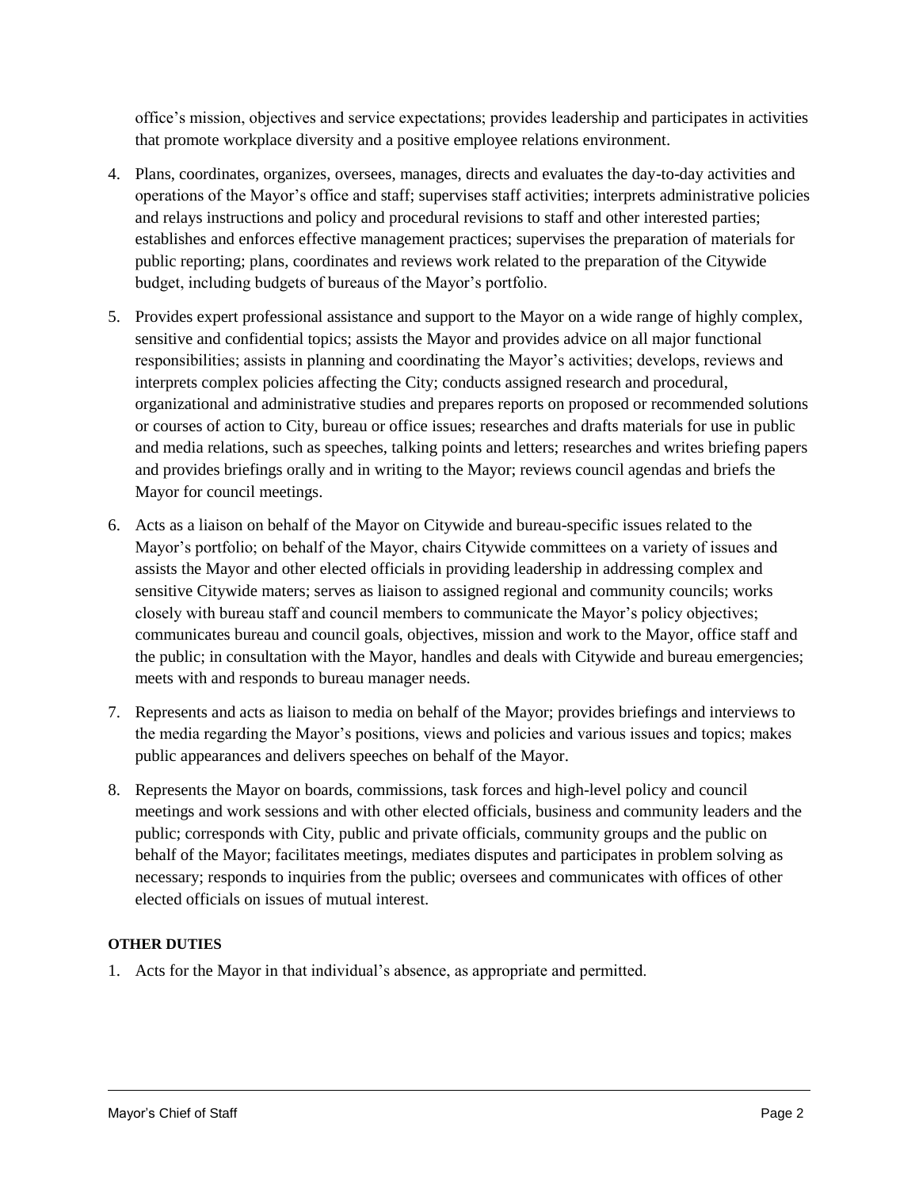office's mission, objectives and service expectations; provides leadership and participates in activities that promote workplace diversity and a positive employee relations environment.

4. Plans, coordinates, organizes, oversees, manages, directs and evaluates the day-to-day activities and operations of the Mayor's office and staff; supervises staff activities; interprets administrative policies and relays instructions and policy and procedural revisions to staff and other interested parties; establishes and enforces effective management practices; supervises the preparation of materials for public reporting; plans, coordinates and reviews work related to the preparation of the Citywide budget, including budgets of bureaus of the Mayor's portfolio.

5. Provides expert professional assistance and support to the Mayor on a wide range of highly complex, sensitive and confidential topics; assists the Mayor and provides advice on all major functional responsibilities; assists in planning and coordinating the Mayor's activities; develops, reviews and interprets complex policies affecting the City; conducts assigned research and procedural, organizational and administrative studies and prepares reports on proposed or recommended solutions or courses of action to City, bureau or office issues; researches and drafts materials for use in public and media relations, such as speeches, talking points and letters; researches and writes briefing papers and provides briefings orally and in writing to the Mayor; reviews council agendas and briefs the Mayor for council meetings.

6. Acts as a liaison on behalf of the Mayor on Citywide and bureau-specific issues related to the Mayor's portfolio; on behalf of the Mayor, chairs Citywide committees on a variety of issues and assists the Mayor and other elected officials in providing leadership in addressing complex and sensitive Citywide maters; serves as liaison to assigned regional and community councils; works closely with bureau staff and council members to communicate the Mayor's policy objectives; communicates bureau and council goals, objectives, mission and work to the Mayor, office staff and the public; in consultation with the Mayor, handles and deals with Citywide and bureau emergencies; meets with and responds to bureau manager needs.

7. Represents and acts as liaison to media on behalf of the Mayor; provides briefings and interviews to the media regarding the Mayor's positions, views and policies and various issues and topics; makes public appearances and delivers speeches on behalf of the Mayor.

8. Represents the Mayor on boards, commissions, task forces and high-level policy and council meetings and work sessions and with other elected officials, business and community leaders and the public; corresponds with City, public and private officials, community groups and the public on behalf of the Mayor; facilitates meetings, mediates disputes and participates in problem solving as necessary; responds to inquiries from the public; oversees and communicates with offices of other elected officials on issues of mutual interest.

**OTHER DUTIES**

1. Acts for the Mayor in that individual's absence, as appropriate and permitted.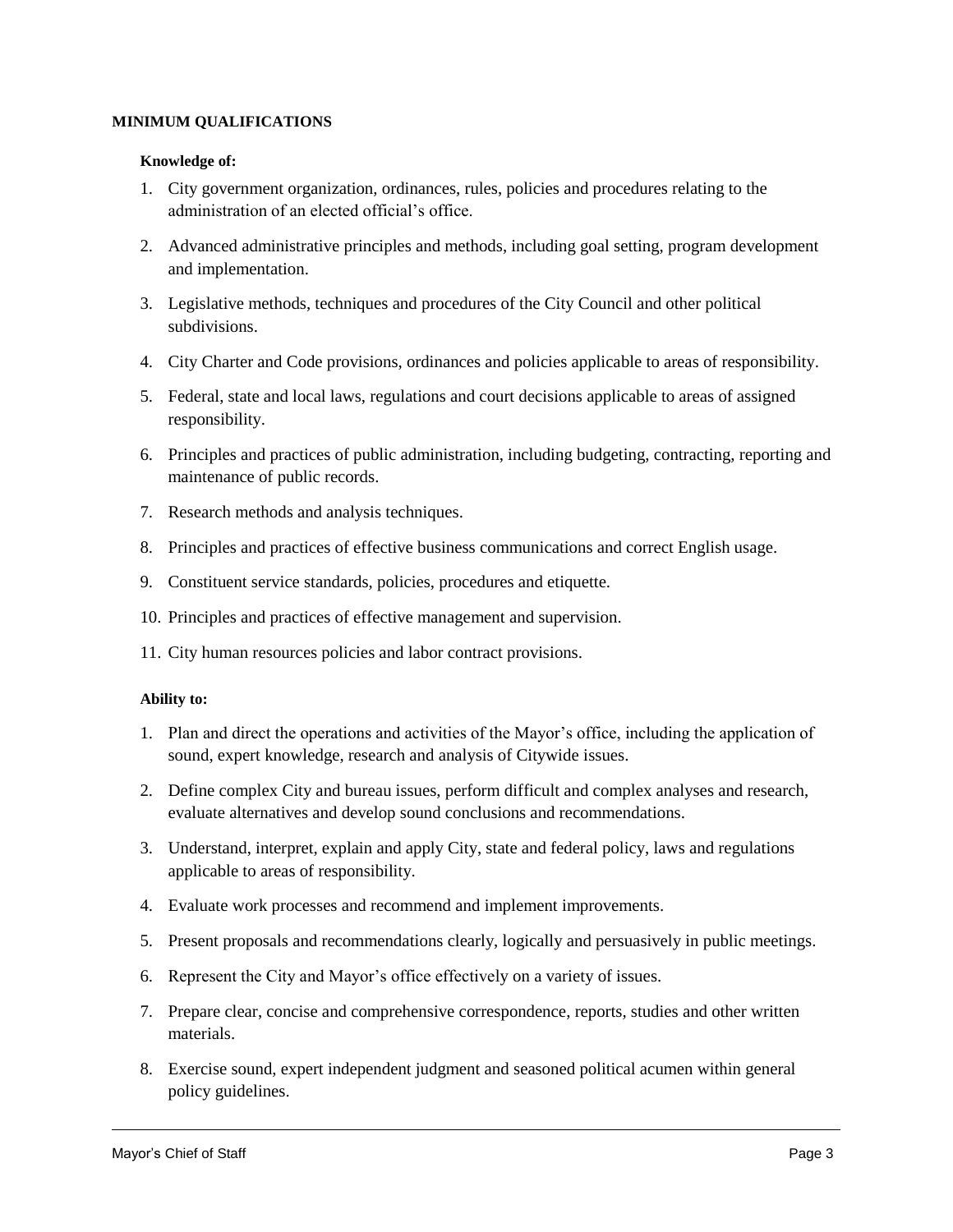## MINIMUM QUALIFICATIONS

### Knowledge of:

1. City government organization, ordinances, rules, policies and procedures relating to the administration of an elected official's office.
2. Advanced administrative principles and methods, including goal setting, program development and implementation.
3. Legislative methods, techniques and procedures of the City Council and other political subdivisions.
4. City Charter and Code provisions, ordinances and policies applicable to areas of responsibility.
5. Federal, state and local laws, regulations and court decisions applicable to areas of assigned responsibility.
6. Principles and practices of public administration, including budgeting, contracting, reporting and maintenance of public records.
7. Research methods and analysis techniques.
8. Principles and practices of effective business communications and correct English usage.
9. Constituent service standards, policies, procedures and etiquette.
10. Principles and practices of effective management and supervision.
11. City human resources policies and labor contract provisions.

### Ability to:

1. Plan and direct the operations and activities of the Mayor's office, including the application of sound, expert knowledge, research and analysis of Citywide issues.
2. Define complex City and bureau issues, perform difficult and complex analyses and research, evaluate alternatives and develop sound conclusions and recommendations.
3. Understand, interpret, explain and apply City, state and federal policy, laws and regulations applicable to areas of responsibility.
4. Evaluate work processes and recommend and implement improvements.
5. Present proposals and recommendations clearly, logically and persuasively in public meetings.
6. Represent the City and Mayor's office effectively on a variety of issues.
7. Prepare clear, concise and comprehensive correspondence, reports, studies and other written materials.
8. Exercise sound, expert independent judgment and seasoned political acumen within general policy guidelines.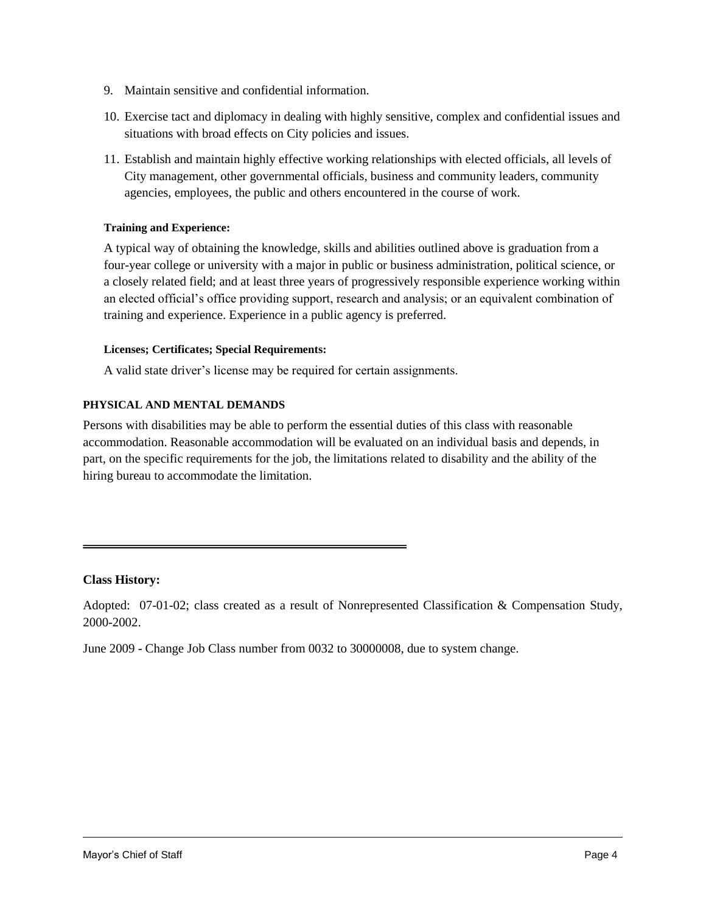9. Maintain sensitive and confidential information.
10. Exercise tact and diplomacy in dealing with highly sensitive, complex and confidential issues and situations with broad effects on City policies and issues.
11. Establish and maintain highly effective working relationships with elected officials, all levels of City management, other governmental officials, business and community leaders, community agencies, employees, the public and others encountered in the course of work.

**Training and Experience:**

A typical way of obtaining the knowledge, skills and abilities outlined above is graduation from a four-year college or university with a major in public or business administration, political science, or a closely related field; and at least three years of progressively responsible experience working within an elected official's office providing support, research and analysis; or an equivalent combination of training and experience. Experience in a public agency is preferred.

**Licenses; Certificates; Special Requirements:**

A valid state driver's license may be required for certain assignments.

**PHYSICAL AND MENTAL DEMANDS**

Persons with disabilities may be able to perform the essential duties of this class with reasonable accommodation. Reasonable accommodation will be evaluated on an individual basis and depends, in part, on the specific requirements for the job, the limitations related to disability and the ability of the hiring bureau to accommodate the limitation.

---

**Class History:**

Adopted: 07-01-02; class created as a result of Nonrepresented Classification & Compensation Study, 2000-2002.

June 2009 - Change Job Class number from 0032 to 30000008, due to system change.